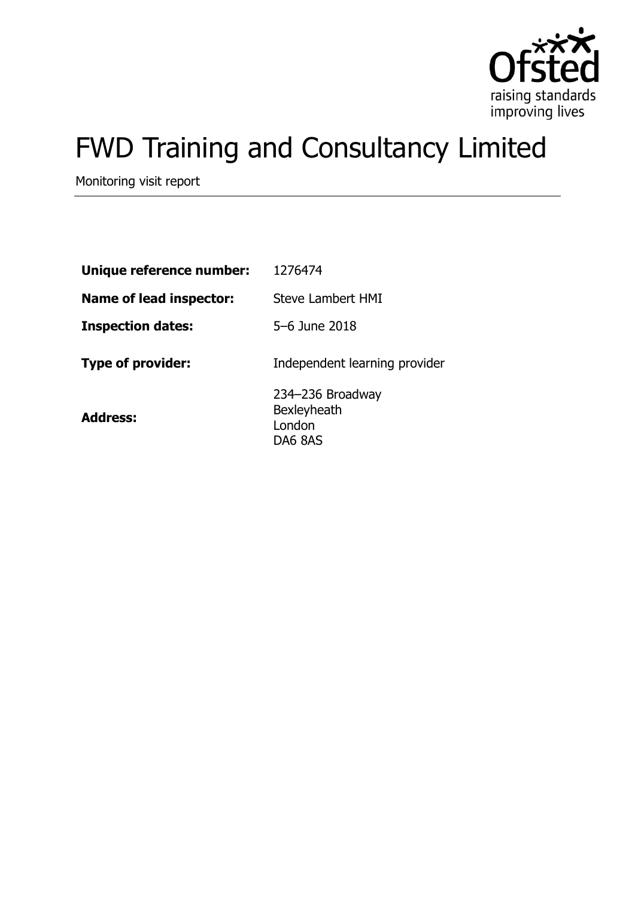# FWD Training and Consultancy Limited

Monitoring visit report

| | |
|---|---|
| **Unique reference number:** | 1276474 |
| **Name of lead inspector:** | Steve Lambert HMI |
| **Inspection dates:** | 5–6 June 2018 |
| **Type of provider:** | Independent learning provider |
| **Address:** | 234–236 Broadway<br>Bexleyheath<br>London<br>DA6 8AS |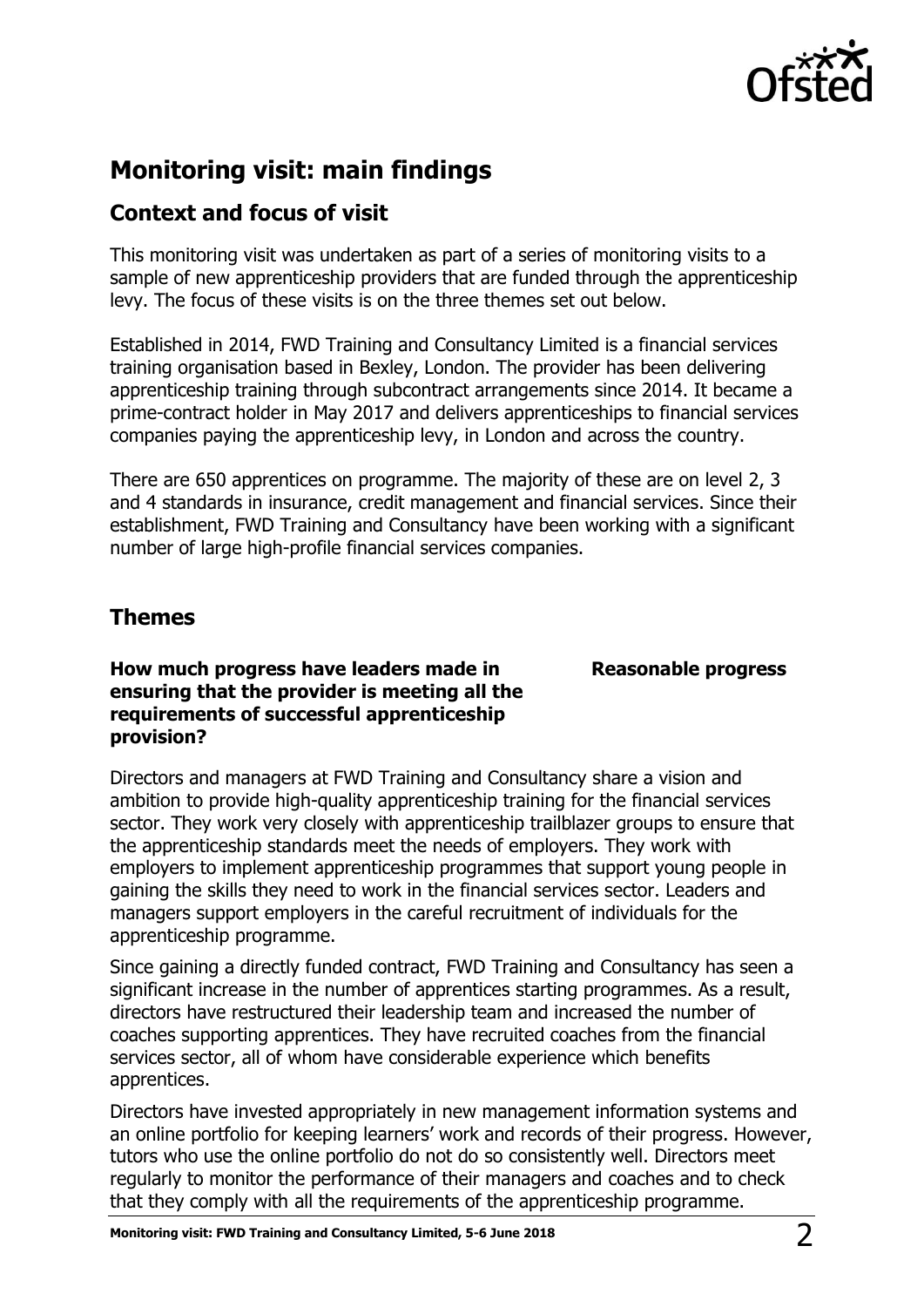## Monitoring visit: main findings

### Context and focus of visit

This monitoring visit was undertaken as part of a series of monitoring visits to a sample of new apprenticeship providers that are funded through the apprenticeship levy. The focus of these visits is on the three themes set out below.

Established in 2014, FWD Training and Consultancy Limited is a financial services training organisation based in Bexley, London. The provider has been delivering apprenticeship training through subcontract arrangements since 2014. It became a prime-contract holder in May 2017 and delivers apprenticeships to financial services companies paying the apprenticeship levy, in London and across the country.

There are 650 apprentices on programme. The majority of these are on level 2, 3 and 4 standards in insurance, credit management and financial services. Since their establishment, FWD Training and Consultancy have been working with a significant number of large high-profile financial services companies.

### Themes

**How much progress have leaders made in ensuring that the provider is meeting all the requirements of successful apprenticeship provision?** — **Reasonable progress**

Directors and managers at FWD Training and Consultancy share a vision and ambition to provide high-quality apprenticeship training for the financial services sector. They work very closely with apprenticeship trailblazer groups to ensure that the apprenticeship standards meet the needs of employers. They work with employers to implement apprenticeship programmes that support young people in gaining the skills they need to work in the financial services sector. Leaders and managers support employers in the careful recruitment of individuals for the apprenticeship programme.

Since gaining a directly funded contract, FWD Training and Consultancy has seen a significant increase in the number of apprentices starting programmes. As a result, directors have restructured their leadership team and increased the number of coaches supporting apprentices. They have recruited coaches from the financial services sector, all of whom have considerable experience which benefits apprentices.

Directors have invested appropriately in new management information systems and an online portfolio for keeping learners' work and records of their progress. However, tutors who use the online portfolio do not do so consistently well. Directors meet regularly to monitor the performance of their managers and coaches and to check that they comply with all the requirements of the apprenticeship programme.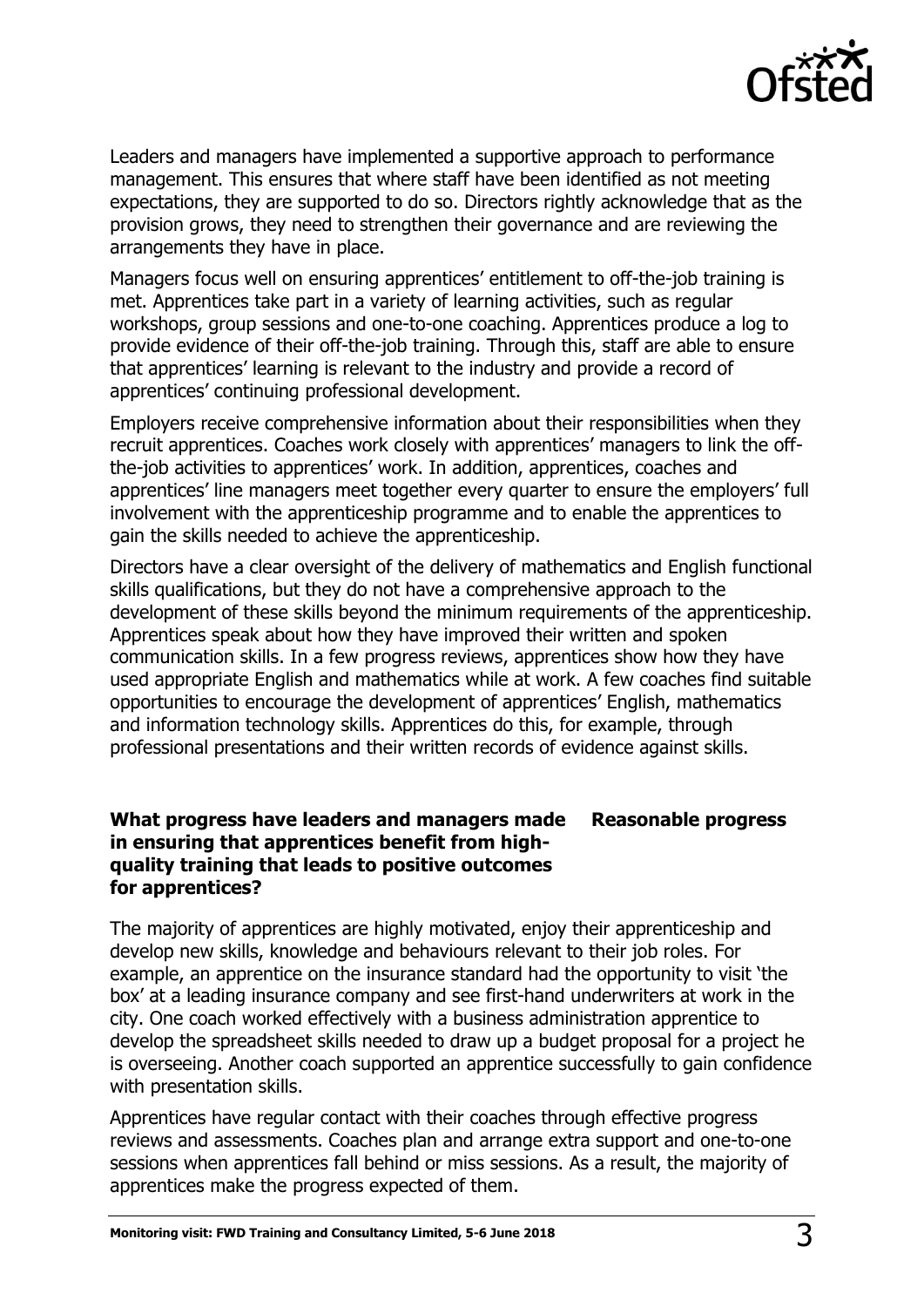Leaders and managers have implemented a supportive approach to performance management. This ensures that where staff have been identified as not meeting expectations, they are supported to do so. Directors rightly acknowledge that as the provision grows, they need to strengthen their governance and are reviewing the arrangements they have in place.

Managers focus well on ensuring apprentices' entitlement to off-the-job training is met. Apprentices take part in a variety of learning activities, such as regular workshops, group sessions and one-to-one coaching. Apprentices produce a log to provide evidence of their off-the-job training. Through this, staff are able to ensure that apprentices' learning is relevant to the industry and provide a record of apprentices' continuing professional development.

Employers receive comprehensive information about their responsibilities when they recruit apprentices. Coaches work closely with apprentices' managers to link the off-the-job activities to apprentices' work. In addition, apprentices, coaches and apprentices' line managers meet together every quarter to ensure the employers' full involvement with the apprenticeship programme and to enable the apprentices to gain the skills needed to achieve the apprenticeship.

Directors have a clear oversight of the delivery of mathematics and English functional skills qualifications, but they do not have a comprehensive approach to the development of these skills beyond the minimum requirements of the apprenticeship. Apprentices speak about how they have improved their written and spoken communication skills. In a few progress reviews, apprentices show how they have used appropriate English and mathematics while at work. A few coaches find suitable opportunities to encourage the development of apprentices' English, mathematics and information technology skills. Apprentices do this, for example, through professional presentations and their written records of evidence against skills.

**What progress have leaders and managers made in ensuring that apprentices benefit from high-quality training that leads to positive outcomes for apprentices?** **Reasonable progress**

The majority of apprentices are highly motivated, enjoy their apprenticeship and develop new skills, knowledge and behaviours relevant to their job roles. For example, an apprentice on the insurance standard had the opportunity to visit 'the box' at a leading insurance company and see first-hand underwriters at work in the city. One coach worked effectively with a business administration apprentice to develop the spreadsheet skills needed to draw up a budget proposal for a project he is overseeing. Another coach supported an apprentice successfully to gain confidence with presentation skills.

Apprentices have regular contact with their coaches through effective progress reviews and assessments. Coaches plan and arrange extra support and one-to-one sessions when apprentices fall behind or miss sessions. As a result, the majority of apprentices make the progress expected of them.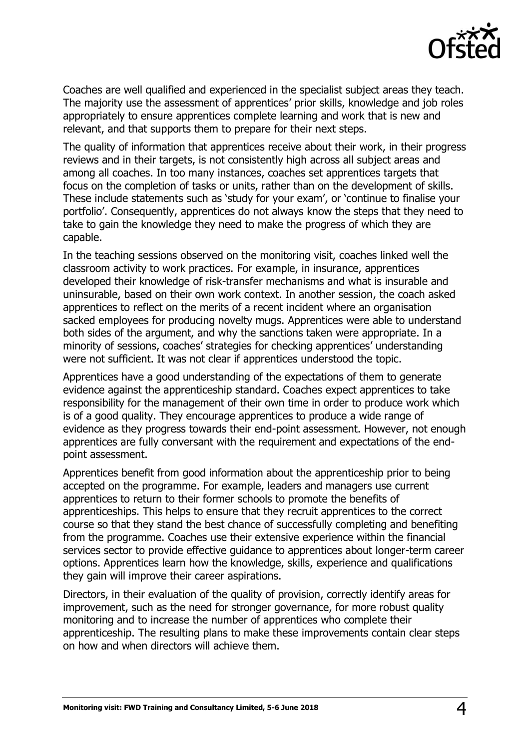Coaches are well qualified and experienced in the specialist subject areas they teach. The majority use the assessment of apprentices' prior skills, knowledge and job roles appropriately to ensure apprentices complete learning and work that is new and relevant, and that supports them to prepare for their next steps.

The quality of information that apprentices receive about their work, in their progress reviews and in their targets, is not consistently high across all subject areas and among all coaches. In too many instances, coaches set apprentices targets that focus on the completion of tasks or units, rather than on the development of skills. These include statements such as 'study for your exam', or 'continue to finalise your portfolio'. Consequently, apprentices do not always know the steps that they need to take to gain the knowledge they need to make the progress of which they are capable.

In the teaching sessions observed on the monitoring visit, coaches linked well the classroom activity to work practices. For example, in insurance, apprentices developed their knowledge of risk-transfer mechanisms and what is insurable and uninsurable, based on their own work context. In another session, the coach asked apprentices to reflect on the merits of a recent incident where an organisation sacked employees for producing novelty mugs. Apprentices were able to understand both sides of the argument, and why the sanctions taken were appropriate. In a minority of sessions, coaches' strategies for checking apprentices' understanding were not sufficient. It was not clear if apprentices understood the topic.

Apprentices have a good understanding of the expectations of them to generate evidence against the apprenticeship standard. Coaches expect apprentices to take responsibility for the management of their own time in order to produce work which is of a good quality. They encourage apprentices to produce a wide range of evidence as they progress towards their end-point assessment. However, not enough apprentices are fully conversant with the requirement and expectations of the end-point assessment.

Apprentices benefit from good information about the apprenticeship prior to being accepted on the programme. For example, leaders and managers use current apprentices to return to their former schools to promote the benefits of apprenticeships. This helps to ensure that they recruit apprentices to the correct course so that they stand the best chance of successfully completing and benefiting from the programme. Coaches use their extensive experience within the financial services sector to provide effective guidance to apprentices about longer-term career options. Apprentices learn how the knowledge, skills, experience and qualifications they gain will improve their career aspirations.

Directors, in their evaluation of the quality of provision, correctly identify areas for improvement, such as the need for stronger governance, for more robust quality monitoring and to increase the number of apprentices who complete their apprenticeship. The resulting plans to make these improvements contain clear steps on how and when directors will achieve them.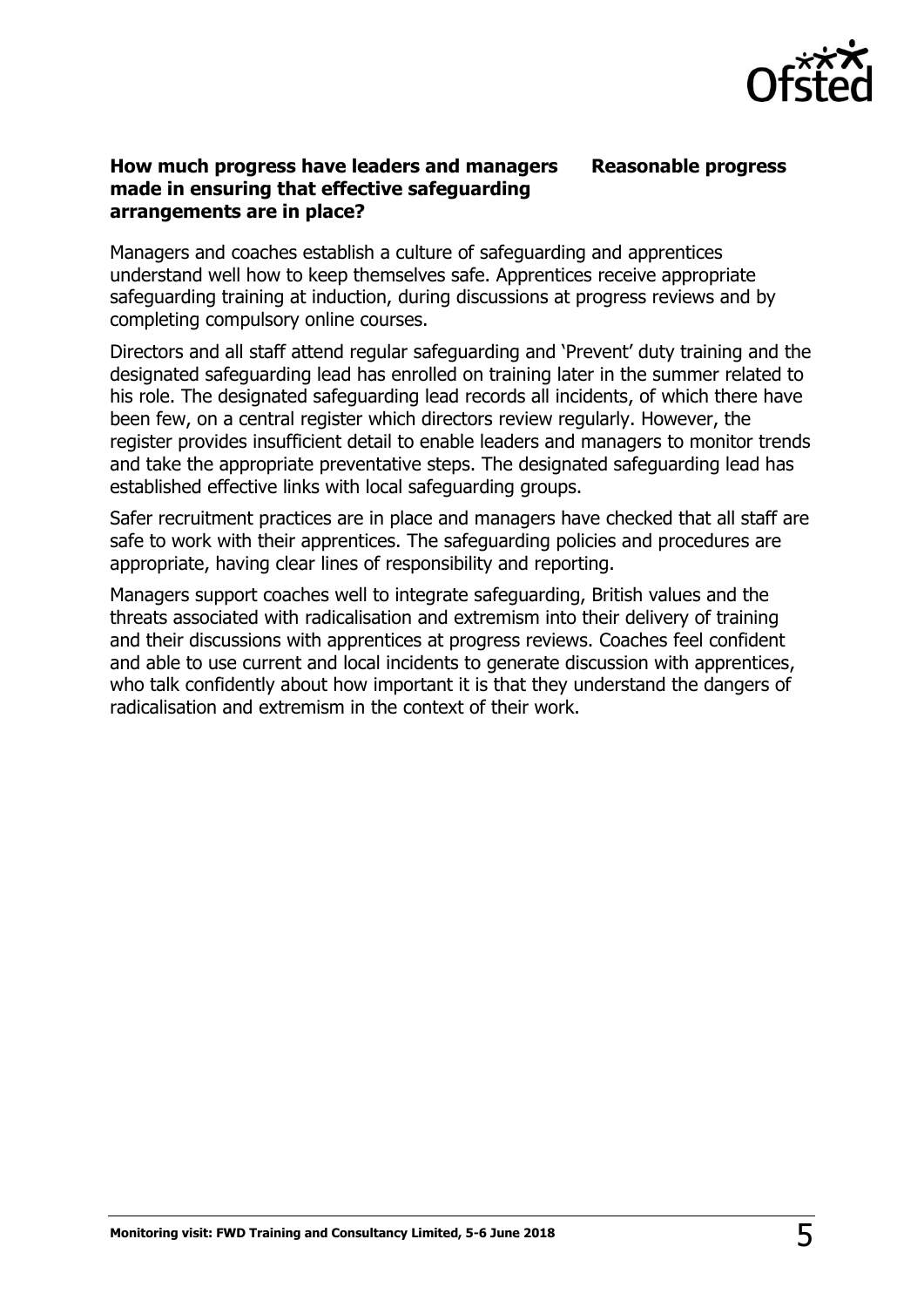**How much progress have leaders and managers made in ensuring that effective safeguarding arrangements are in place?** **Reasonable progress**

Managers and coaches establish a culture of safeguarding and apprentices understand well how to keep themselves safe. Apprentices receive appropriate safeguarding training at induction, during discussions at progress reviews and by completing compulsory online courses.

Directors and all staff attend regular safeguarding and 'Prevent' duty training and the designated safeguarding lead has enrolled on training later in the summer related to his role. The designated safeguarding lead records all incidents, of which there have been few, on a central register which directors review regularly. However, the register provides insufficient detail to enable leaders and managers to monitor trends and take the appropriate preventative steps. The designated safeguarding lead has established effective links with local safeguarding groups.

Safer recruitment practices are in place and managers have checked that all staff are safe to work with their apprentices. The safeguarding policies and procedures are appropriate, having clear lines of responsibility and reporting.

Managers support coaches well to integrate safeguarding, British values and the threats associated with radicalisation and extremism into their delivery of training and their discussions with apprentices at progress reviews. Coaches feel confident and able to use current and local incidents to generate discussion with apprentices, who talk confidently about how important it is that they understand the dangers of radicalisation and extremism in the context of their work.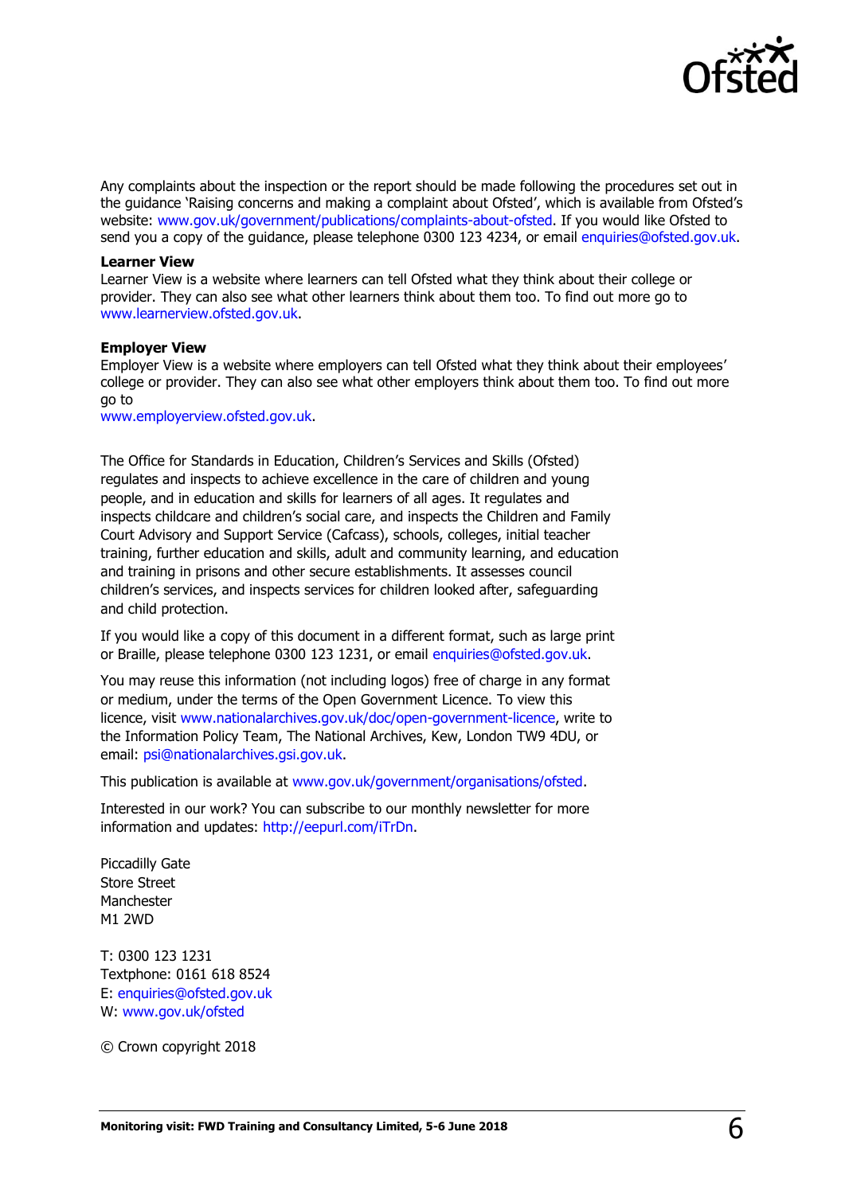Any complaints about the inspection or the report should be made following the procedures set out in the guidance 'Raising concerns and making a complaint about Ofsted', which is available from Ofsted's website: www.gov.uk/government/publications/complaints-about-ofsted. If you would like Ofsted to send you a copy of the guidance, please telephone 0300 123 4234, or email enquiries@ofsted.gov.uk.

**Learner View**
Learner View is a website where learners can tell Ofsted what they think about their college or provider. They can also see what other learners think about them too. To find out more go to www.learnerview.ofsted.gov.uk.

**Employer View**
Employer View is a website where employers can tell Ofsted what they think about their employees' college or provider. They can also see what other employers think about them too. To find out more go to
www.employerview.ofsted.gov.uk.

The Office for Standards in Education, Children's Services and Skills (Ofsted) regulates and inspects to achieve excellence in the care of children and young people, and in education and skills for learners of all ages. It regulates and inspects childcare and children's social care, and inspects the Children and Family Court Advisory and Support Service (Cafcass), schools, colleges, initial teacher training, further education and skills, adult and community learning, and education and training in prisons and other secure establishments. It assesses council children's services, and inspects services for children looked after, safeguarding and child protection.

If you would like a copy of this document in a different format, such as large print or Braille, please telephone 0300 123 1231, or email enquiries@ofsted.gov.uk.

You may reuse this information (not including logos) free of charge in any format or medium, under the terms of the Open Government Licence. To view this licence, visit www.nationalarchives.gov.uk/doc/open-government-licence, write to the Information Policy Team, The National Archives, Kew, London TW9 4DU, or email: psi@nationalarchives.gsi.gov.uk.

This publication is available at www.gov.uk/government/organisations/ofsted.

Interested in our work? You can subscribe to our monthly newsletter for more information and updates: http://eepurl.com/iTrDn.

Piccadilly Gate
Store Street
Manchester
M1 2WD

T: 0300 123 1231
Textphone: 0161 618 8524
E: enquiries@ofsted.gov.uk
W: www.gov.uk/ofsted

© Crown copyright 2018